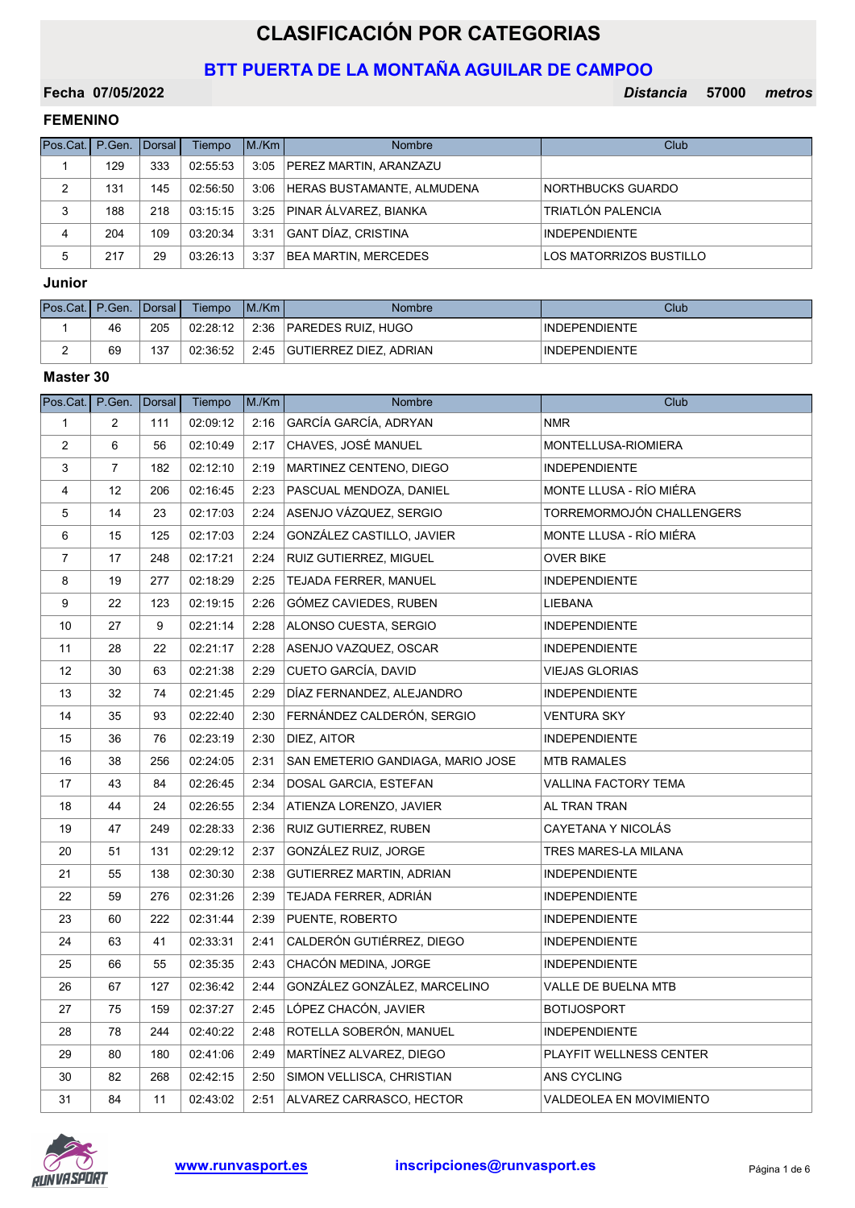# CLASIFICACIÓN POR CATEGORIAS

## BTT PUERTA DE LA MONTAÑA AGUILAR DE CAMPOO

**Fecha 07/05/2022** ***Distancia* 57000 *metros***

### FEMENINO

| Pos.Cat. | P.Gen. | Dorsal | Tiempo | M./Km | Nombre | Club |
|---|---|---|---|---|---|---|
| 1 | 129 | 333 | 02:55:53 | 3:05 | PEREZ MARTIN, ARANZAZU | |
| 2 | 131 | 145 | 02:56:50 | 3:06 | HERAS BUSTAMANTE, ALMUDENA | NORTHBUCKS GUARDO |
| 3 | 188 | 218 | 03:15:15 | 3:25 | PINAR ÁLVAREZ, BIANKA | TRIATLÓN PALENCIA |
| 4 | 204 | 109 | 03:20:34 | 3:31 | GANT DÍAZ, CRISTINA | INDEPENDIENTE |
| 5 | 217 | 29 | 03:26:13 | 3:37 | BEA MARTIN, MERCEDES | LOS MATORRIZOS BUSTILLO |

### Junior

| Pos.Cat. | P.Gen. | Dorsal | Tiempo | M./Km | Nombre | Club |
|---|---|---|---|---|---|---|
| 1 | 46 | 205 | 02:28:12 | 2:36 | PAREDES RUIZ, HUGO | INDEPENDIENTE |
| 2 | 69 | 137 | 02:36:52 | 2:45 | GUTIERREZ DIEZ, ADRIAN | INDEPENDIENTE |

### Master 30

| Pos.Cat. | P.Gen. | Dorsal | Tiempo | M./Km | Nombre | Club |
|---|---|---|---|---|---|---|
| 1 | 2 | 111 | 02:09:12 | 2:16 | GARCÍA GARCÍA, ADRYAN | NMR |
| 2 | 6 | 56 | 02:10:49 | 2:17 | CHAVES, JOSÉ MANUEL | MONTELLUSA-RIOMIERA |
| 3 | 7 | 182 | 02:12:10 | 2:19 | MARTINEZ CENTENO, DIEGO | INDEPENDIENTE |
| 4 | 12 | 206 | 02:16:45 | 2:23 | PASCUAL MENDOZA, DANIEL | MONTE LLUSA - RÍO MIÉRA |
| 5 | 14 | 23 | 02:17:03 | 2:24 | ASENJO VÁZQUEZ, SERGIO | TORREMORMOJÓN CHALLENGERS |
| 6 | 15 | 125 | 02:17:03 | 2:24 | GONZÁLEZ CASTILLO, JAVIER | MONTE LLUSA - RÍO MIÉRA |
| 7 | 17 | 248 | 02:17:21 | 2:24 | RUIZ GUTIERREZ, MIGUEL | OVER BIKE |
| 8 | 19 | 277 | 02:18:29 | 2:25 | TEJADA FERRER, MANUEL | INDEPENDIENTE |
| 9 | 22 | 123 | 02:19:15 | 2:26 | GÓMEZ CAVIEDES, RUBEN | LIEBANA |
| 10 | 27 | 9 | 02:21:14 | 2:28 | ALONSO CUESTA, SERGIO | INDEPENDIENTE |
| 11 | 28 | 22 | 02:21:17 | 2:28 | ASENJO VAZQUEZ, OSCAR | INDEPENDIENTE |
| 12 | 30 | 63 | 02:21:38 | 2:29 | CUETO GARCÍA, DAVID | VIEJAS GLORIAS |
| 13 | 32 | 74 | 02:21:45 | 2:29 | DÍAZ FERNANDEZ, ALEJANDRO | INDEPENDIENTE |
| 14 | 35 | 93 | 02:22:40 | 2:30 | FERNÁNDEZ CALDERÓN, SERGIO | VENTURA SKY |
| 15 | 36 | 76 | 02:23:19 | 2:30 | DIEZ, AITOR | INDEPENDIENTE |
| 16 | 38 | 256 | 02:24:05 | 2:31 | SAN EMETERIO GANDIAGA, MARIO JOSE | MTB RAMALES |
| 17 | 43 | 84 | 02:26:45 | 2:34 | DOSAL GARCIA, ESTEFAN | VALLINA FACTORY TEMA |
| 18 | 44 | 24 | 02:26:55 | 2:34 | ATIENZA LORENZO, JAVIER | AL TRAN TRAN |
| 19 | 47 | 249 | 02:28:33 | 2:36 | RUIZ GUTIERREZ, RUBEN | CAYETANA Y NICOLÁS |
| 20 | 51 | 131 | 02:29:12 | 2:37 | GONZÁLEZ RUIZ, JORGE | TRES MARES-LA MILANA |
| 21 | 55 | 138 | 02:30:30 | 2:38 | GUTIERREZ MARTIN, ADRIAN | INDEPENDIENTE |
| 22 | 59 | 276 | 02:31:26 | 2:39 | TEJADA FERRER, ADRIÁN | INDEPENDIENTE |
| 23 | 60 | 222 | 02:31:44 | 2:39 | PUENTE, ROBERTO | INDEPENDIENTE |
| 24 | 63 | 41 | 02:33:31 | 2:41 | CALDERÓN GUTIÉRREZ, DIEGO | INDEPENDIENTE |
| 25 | 66 | 55 | 02:35:35 | 2:43 | CHACÓN MEDINA, JORGE | INDEPENDIENTE |
| 26 | 67 | 127 | 02:36:42 | 2:44 | GONZÁLEZ GONZÁLEZ, MARCELINO | VALLE DE BUELNA MTB |
| 27 | 75 | 159 | 02:37:27 | 2:45 | LÓPEZ CHACÓN, JAVIER | BOTIJOSPORT |
| 28 | 78 | 244 | 02:40:22 | 2:48 | ROTELLA SOBERÓN, MANUEL | INDEPENDIENTE |
| 29 | 80 | 180 | 02:41:06 | 2:49 | MARTÍNEZ ALVAREZ, DIEGO | PLAYFIT WELLNESS CENTER |
| 30 | 82 | 268 | 02:42:15 | 2:50 | SIMON VELLISCA, CHRISTIAN | ANS CYCLING |
| 31 | 84 | 11 | 02:43:02 | 2:51 | ALVAREZ CARRASCO, HECTOR | VALDEOLEA EN MOVIMIENTO |

www.runvasport.es inscripciones@runvasport.es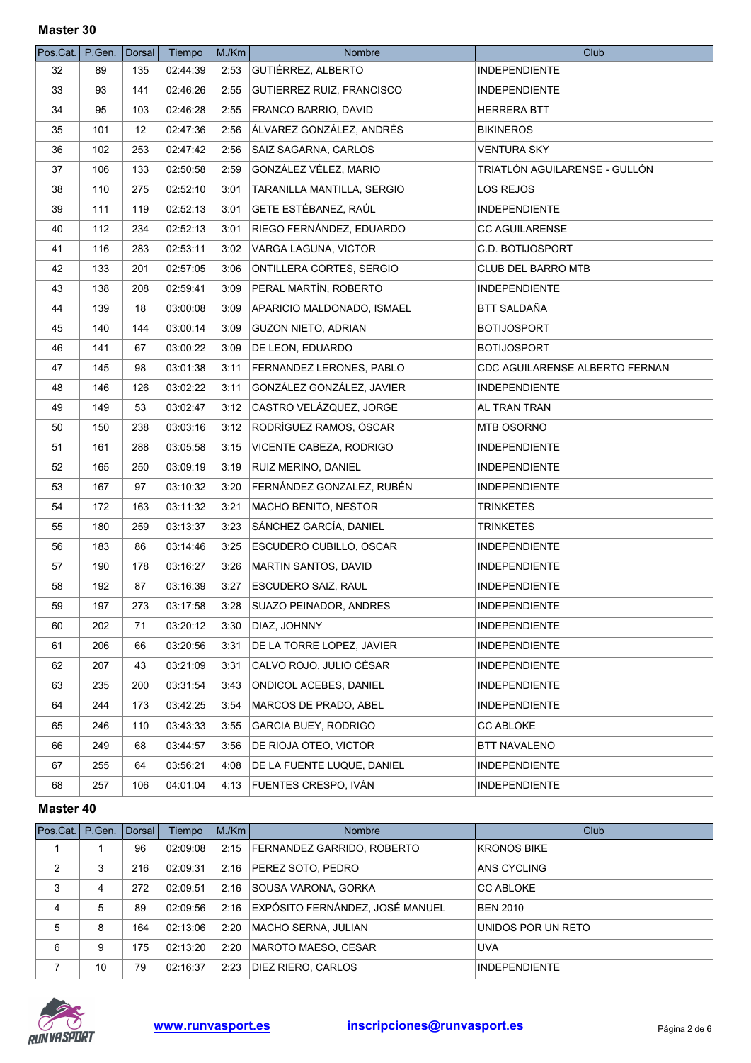## Master 30

| Pos.Cat. | P.Gen. | Dorsal | Tiempo | M./Km | Nombre | Club |
|---|---|---|---|---|---|---|
| 32 | 89 | 135 | 02:44:39 | 2:53 | GUTIÉRREZ, ALBERTO | INDEPENDIENTE |
| 33 | 93 | 141 | 02:46:26 | 2:55 | GUTIERREZ RUIZ, FRANCISCO | INDEPENDIENTE |
| 34 | 95 | 103 | 02:46:28 | 2:55 | FRANCO BARRIO, DAVID | HERRERA BTT |
| 35 | 101 | 12 | 02:47:36 | 2:56 | ÁLVAREZ GONZÁLEZ, ANDRÉS | BIKINEROS |
| 36 | 102 | 253 | 02:47:42 | 2:56 | SAIZ SAGARNA, CARLOS | VENTURA SKY |
| 37 | 106 | 133 | 02:50:58 | 2:59 | GONZÁLEZ VÉLEZ, MARIO | TRIATLÓN AGUILARENSE - GULLÓN |
| 38 | 110 | 275 | 02:52:10 | 3:01 | TARANILLA MANTILLA, SERGIO | LOS REJOS |
| 39 | 111 | 119 | 02:52:13 | 3:01 | GETE ESTÉBANEZ, RAÚL | INDEPENDIENTE |
| 40 | 112 | 234 | 02:52:13 | 3:01 | RIEGO FERNÁNDEZ, EDUARDO | CC AGUILARENSE |
| 41 | 116 | 283 | 02:53:11 | 3:02 | VARGA LAGUNA, VICTOR | C.D. BOTIJOSPORT |
| 42 | 133 | 201 | 02:57:05 | 3:06 | ONTILLERA CORTES, SERGIO | CLUB DEL BARRO MTB |
| 43 | 138 | 208 | 02:59:41 | 3:09 | PERAL MARTÍN, ROBERTO | INDEPENDIENTE |
| 44 | 139 | 18 | 03:00:08 | 3:09 | APARICIO MALDONADO, ISMAEL | BTT SALDAÑA |
| 45 | 140 | 144 | 03:00:14 | 3:09 | GUZON NIETO, ADRIAN | BOTIJOSPORT |
| 46 | 141 | 67 | 03:00:22 | 3:09 | DE LEON, EDUARDO | BOTIJOSPORT |
| 47 | 145 | 98 | 03:01:38 | 3:11 | FERNANDEZ LERONES, PABLO | CDC AGUILARENSE ALBERTO FERNAN |
| 48 | 146 | 126 | 03:02:22 | 3:11 | GONZÁLEZ GONZÁLEZ, JAVIER | INDEPENDIENTE |
| 49 | 149 | 53 | 03:02:47 | 3:12 | CASTRO VELÁZQUEZ, JORGE | AL TRAN TRAN |
| 50 | 150 | 238 | 03:03:16 | 3:12 | RODRÍGUEZ RAMOS, ÓSCAR | MTB OSORNO |
| 51 | 161 | 288 | 03:05:58 | 3:15 | VICENTE CABEZA, RODRIGO | INDEPENDIENTE |
| 52 | 165 | 250 | 03:09:19 | 3:19 | RUIZ MERINO, DANIEL | INDEPENDIENTE |
| 53 | 167 | 97 | 03:10:32 | 3:20 | FERNÁNDEZ GONZALEZ, RUBÉN | INDEPENDIENTE |
| 54 | 172 | 163 | 03:11:32 | 3:21 | MACHO BENITO, NESTOR | TRINKETES |
| 55 | 180 | 259 | 03:13:37 | 3:23 | SÁNCHEZ GARCÍA, DANIEL | TRINKETES |
| 56 | 183 | 86 | 03:14:46 | 3:25 | ESCUDERO CUBILLO, OSCAR | INDEPENDIENTE |
| 57 | 190 | 178 | 03:16:27 | 3:26 | MARTIN SANTOS, DAVID | INDEPENDIENTE |
| 58 | 192 | 87 | 03:16:39 | 3:27 | ESCUDERO SAIZ, RAUL | INDEPENDIENTE |
| 59 | 197 | 273 | 03:17:58 | 3:28 | SUAZO PEINADOR, ANDRES | INDEPENDIENTE |
| 60 | 202 | 71 | 03:20:12 | 3:30 | DIAZ, JOHNNY | INDEPENDIENTE |
| 61 | 206 | 66 | 03:20:56 | 3:31 | DE LA TORRE LOPEZ, JAVIER | INDEPENDIENTE |
| 62 | 207 | 43 | 03:21:09 | 3:31 | CALVO ROJO, JULIO CÉSAR | INDEPENDIENTE |
| 63 | 235 | 200 | 03:31:54 | 3:43 | ONDICOL ACEBES, DANIEL | INDEPENDIENTE |
| 64 | 244 | 173 | 03:42:25 | 3:54 | MARCOS DE PRADO, ABEL | INDEPENDIENTE |
| 65 | 246 | 110 | 03:43:33 | 3:55 | GARCIA BUEY, RODRIGO | CC ABLOKE |
| 66 | 249 | 68 | 03:44:57 | 3:56 | DE RIOJA OTEO, VICTOR | BTT NAVALENO |
| 67 | 255 | 64 | 03:56:21 | 4:08 | DE LA FUENTE LUQUE, DANIEL | INDEPENDIENTE |
| 68 | 257 | 106 | 04:01:04 | 4:13 | FUENTES CRESPO, IVÁN | INDEPENDIENTE |

## Master 40

| Pos.Cat. | P.Gen. | Dorsal | Tiempo | M./Km | Nombre | Club |
|---|---|---|---|---|---|---|
| 1 | 1 | 96 | 02:09:08 | 2:15 | FERNANDEZ GARRIDO, ROBERTO | KRONOS BIKE |
| 2 | 3 | 216 | 02:09:31 | 2:16 | PEREZ SOTO, PEDRO | ANS CYCLING |
| 3 | 4 | 272 | 02:09:51 | 2:16 | SOUSA VARONA, GORKA | CC ABLOKE |
| 4 | 5 | 89 | 02:09:56 | 2:16 | EXPÓSITO FERNÁNDEZ, JOSÉ MANUEL | BEN 2010 |
| 5 | 8 | 164 | 02:13:06 | 2:20 | MACHO SERNA, JULIAN | UNIDOS POR UN RETO |
| 6 | 9 | 175 | 02:13:20 | 2:20 | MAROTO MAESO, CESAR | UVA |
| 7 | 10 | 79 | 02:16:37 | 2:23 | DIEZ RIERO, CARLOS | INDEPENDIENTE |

www.runvasport.es inscripciones@runvasport.es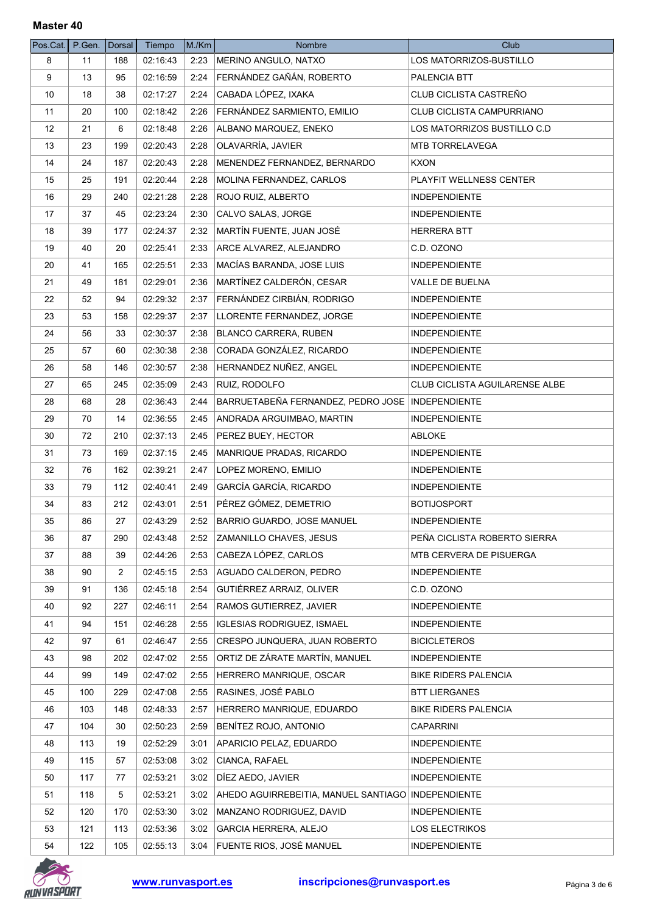## Master 40

| Pos.Cat. | P.Gen. | Dorsal | Tiempo | M./Km | Nombre | Club |
|---|---|---|---|---|---|---|
| 8 | 11 | 188 | 02:16:43 | 2:23 | MERINO ANGULO, NATXO | LOS MATORRIZOS-BUSTILLO |
| 9 | 13 | 95 | 02:16:59 | 2:24 | FERNÁNDEZ GAÑÁN, ROBERTO | PALENCIA BTT |
| 10 | 18 | 38 | 02:17:27 | 2:24 | CABADA LÓPEZ, IXAKA | CLUB CICLISTA CASTREÑO |
| 11 | 20 | 100 | 02:18:42 | 2:26 | FERNÁNDEZ SARMIENTO, EMILIO | CLUB CICLISTA CAMPURRIANO |
| 12 | 21 | 6 | 02:18:48 | 2:26 | ALBANO MARQUEZ, ENEKO | LOS MATORRIZOS BUSTILLO C.D |
| 13 | 23 | 199 | 02:20:43 | 2:28 | OLAVARRÍA, JAVIER | MTB TORRELAVEGA |
| 14 | 24 | 187 | 02:20:43 | 2:28 | MENENDEZ FERNANDEZ, BERNARDO | KXON |
| 15 | 25 | 191 | 02:20:44 | 2:28 | MOLINA FERNANDEZ, CARLOS | PLAYFIT WELLNESS CENTER |
| 16 | 29 | 240 | 02:21:28 | 2:28 | ROJO RUIZ, ALBERTO | INDEPENDIENTE |
| 17 | 37 | 45 | 02:23:24 | 2:30 | CALVO SALAS, JORGE | INDEPENDIENTE |
| 18 | 39 | 177 | 02:24:37 | 2:32 | MARTÍN FUENTE, JUAN JOSÉ | HERRERA BTT |
| 19 | 40 | 20 | 02:25:41 | 2:33 | ARCE ALVAREZ, ALEJANDRO | C.D. OZONO |
| 20 | 41 | 165 | 02:25:51 | 2:33 | MACÍAS BARANDA, JOSE LUIS | INDEPENDIENTE |
| 21 | 49 | 181 | 02:29:01 | 2:36 | MARTÍNEZ CALDERÓN, CESAR | VALLE DE BUELNA |
| 22 | 52 | 94 | 02:29:32 | 2:37 | FERNÁNDEZ CIRBIÁN, RODRIGO | INDEPENDIENTE |
| 23 | 53 | 158 | 02:29:37 | 2:37 | LLORENTE FERNANDEZ, JORGE | INDEPENDIENTE |
| 24 | 56 | 33 | 02:30:37 | 2:38 | BLANCO CARRERA, RUBEN | INDEPENDIENTE |
| 25 | 57 | 60 | 02:30:38 | 2:38 | CORADA GONZÁLEZ, RICARDO | INDEPENDIENTE |
| 26 | 58 | 146 | 02:30:57 | 2:38 | HERNANDEZ NUÑEZ, ANGEL | INDEPENDIENTE |
| 27 | 65 | 245 | 02:35:09 | 2:43 | RUIZ, RODOLFO | CLUB CICLISTA AGUILARENSE ALBE |
| 28 | 68 | 28 | 02:36:43 | 2:44 | BARRUETABEÑA FERNANDEZ, PEDRO JOSE | INDEPENDIENTE |
| 29 | 70 | 14 | 02:36:55 | 2:45 | ANDRADA ARGUIMBAO, MARTIN | INDEPENDIENTE |
| 30 | 72 | 210 | 02:37:13 | 2:45 | PEREZ BUEY, HECTOR | ABLOKE |
| 31 | 73 | 169 | 02:37:15 | 2:45 | MANRIQUE PRADAS, RICARDO | INDEPENDIENTE |
| 32 | 76 | 162 | 02:39:21 | 2:47 | LOPEZ MORENO, EMILIO | INDEPENDIENTE |
| 33 | 79 | 112 | 02:40:41 | 2:49 | GARCÍA GARCÍA, RICARDO | INDEPENDIENTE |
| 34 | 83 | 212 | 02:43:01 | 2:51 | PÉREZ GÓMEZ, DEMETRIO | BOTIJOSPORT |
| 35 | 86 | 27 | 02:43:29 | 2:52 | BARRIO GUARDO, JOSE MANUEL | INDEPENDIENTE |
| 36 | 87 | 290 | 02:43:48 | 2:52 | ZAMANILLO CHAVES, JESUS | PEÑA CICLISTA ROBERTO SIERRA |
| 37 | 88 | 39 | 02:44:26 | 2:53 | CABEZA LÓPEZ, CARLOS | MTB CERVERA DE PISUERGA |
| 38 | 90 | 2 | 02:45:15 | 2:53 | AGUADO CALDERON, PEDRO | INDEPENDIENTE |
| 39 | 91 | 136 | 02:45:18 | 2:54 | GUTIÉRREZ ARRAIZ, OLIVER | C.D. OZONO |
| 40 | 92 | 227 | 02:46:11 | 2:54 | RAMOS GUTIERREZ, JAVIER | INDEPENDIENTE |
| 41 | 94 | 151 | 02:46:28 | 2:55 | IGLESIAS RODRIGUEZ, ISMAEL | INDEPENDIENTE |
| 42 | 97 | 61 | 02:46:47 | 2:55 | CRESPO JUNQUERA, JUAN ROBERTO | BICICLETEROS |
| 43 | 98 | 202 | 02:47:02 | 2:55 | ORTIZ DE ZÁRATE MARTÍN, MANUEL | INDEPENDIENTE |
| 44 | 99 | 149 | 02:47:02 | 2:55 | HERRERO MANRIQUE, OSCAR | BIKE RIDERS PALENCIA |
| 45 | 100 | 229 | 02:47:08 | 2:55 | RASINES, JOSÉ PABLO | BTT LIERGANES |
| 46 | 103 | 148 | 02:48:33 | 2:57 | HERRERO MANRIQUE, EDUARDO | BIKE RIDERS PALENCIA |
| 47 | 104 | 30 | 02:50:23 | 2:59 | BENÍTEZ ROJO, ANTONIO | CAPARRINI |
| 48 | 113 | 19 | 02:52:29 | 3:01 | APARICIO PELAZ, EDUARDO | INDEPENDIENTE |
| 49 | 115 | 57 | 02:53:08 | 3:02 | CIANCA, RAFAEL | INDEPENDIENTE |
| 50 | 117 | 77 | 02:53:21 | 3:02 | DÍEZ AEDO, JAVIER | INDEPENDIENTE |
| 51 | 118 | 5 | 02:53:21 | 3:02 | AHEDO AGUIRREBEITIA, MANUEL SANTIAGO | INDEPENDIENTE |
| 52 | 120 | 170 | 02:53:30 | 3:02 | MANZANO RODRIGUEZ, DAVID | INDEPENDIENTE |
| 53 | 121 | 113 | 02:53:36 | 3:02 | GARCIA HERRERA, ALEJO | LOS ELECTRIKOS |
| 54 | 122 | 105 | 02:55:13 | 3:04 | FUENTE RIOS, JOSÉ MANUEL | INDEPENDIENTE |

www.runvasport.es inscripciones@runvasport.es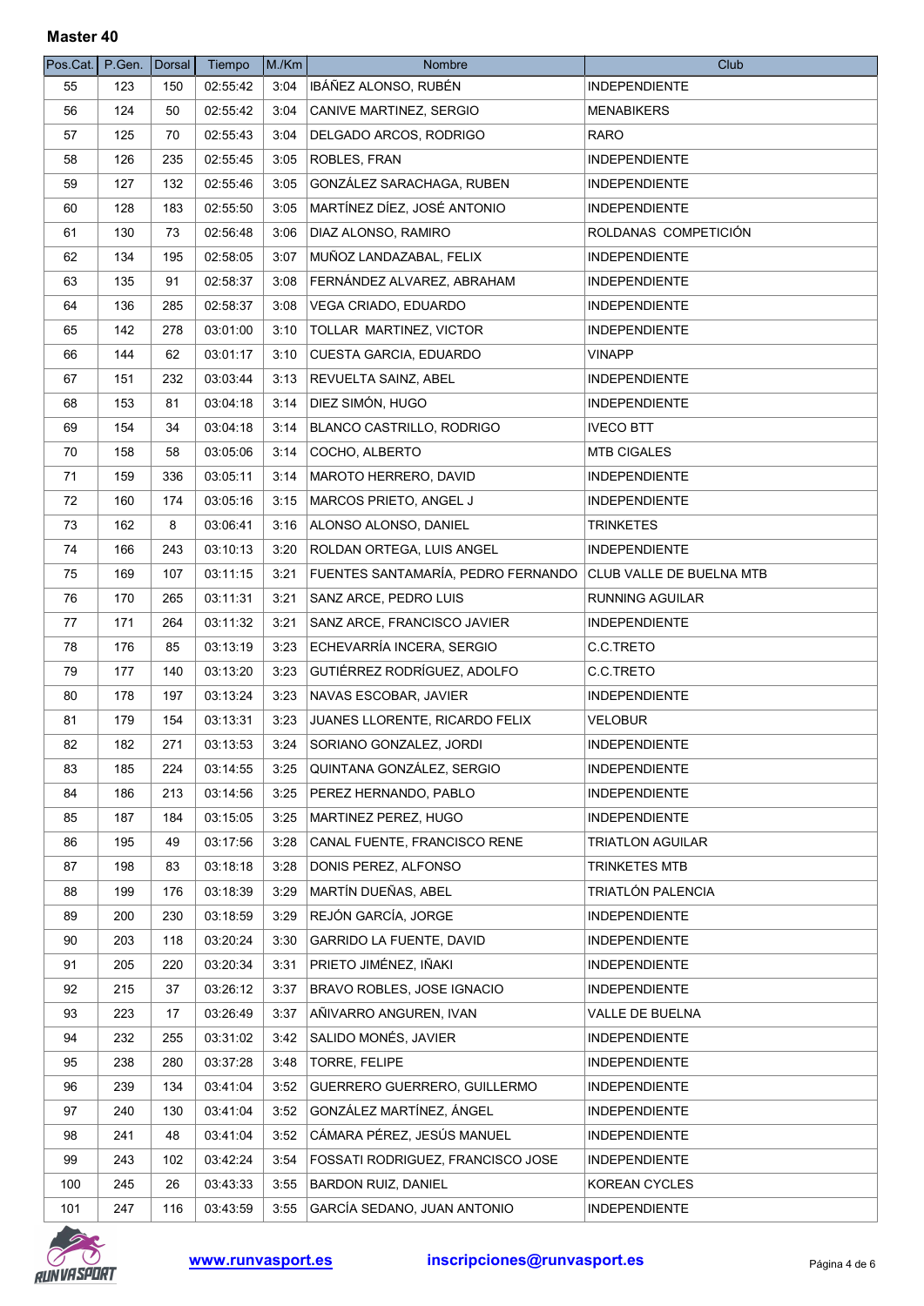## Master 40

| Pos.Cat. | P.Gen. | Dorsal | Tiempo | M./Km | Nombre | Club |
|---|---|---|---|---|---|---|
| 55 | 123 | 150 | 02:55:42 | 3:04 | IBÁÑEZ ALONSO, RUBÉN | INDEPENDIENTE |
| 56 | 124 | 50 | 02:55:42 | 3:04 | CANIVE MARTINEZ, SERGIO | MENABIKERS |
| 57 | 125 | 70 | 02:55:43 | 3:04 | DELGADO ARCOS, RODRIGO | RARO |
| 58 | 126 | 235 | 02:55:45 | 3:05 | ROBLES, FRAN | INDEPENDIENTE |
| 59 | 127 | 132 | 02:55:46 | 3:05 | GONZÁLEZ SARACHAGA, RUBEN | INDEPENDIENTE |
| 60 | 128 | 183 | 02:55:50 | 3:05 | MARTÍNEZ DÍEZ, JOSÉ ANTONIO | INDEPENDIENTE |
| 61 | 130 | 73 | 02:56:48 | 3:06 | DIAZ ALONSO, RAMIRO | ROLDANAS COMPETICIÓN |
| 62 | 134 | 195 | 02:58:05 | 3:07 | MUÑOZ LANDAZABAL, FELIX | INDEPENDIENTE |
| 63 | 135 | 91 | 02:58:37 | 3:08 | FERNÁNDEZ ALVAREZ, ABRAHAM | INDEPENDIENTE |
| 64 | 136 | 285 | 02:58:37 | 3:08 | VEGA CRIADO, EDUARDO | INDEPENDIENTE |
| 65 | 142 | 278 | 03:01:00 | 3:10 | TOLLAR MARTINEZ, VICTOR | INDEPENDIENTE |
| 66 | 144 | 62 | 03:01:17 | 3:10 | CUESTA GARCIA, EDUARDO | VINAPP |
| 67 | 151 | 232 | 03:03:44 | 3:13 | REVUELTA SAINZ, ABEL | INDEPENDIENTE |
| 68 | 153 | 81 | 03:04:18 | 3:14 | DIEZ SIMÓN, HUGO | INDEPENDIENTE |
| 69 | 154 | 34 | 03:04:18 | 3:14 | BLANCO CASTRILLO, RODRIGO | IVECO BTT |
| 70 | 158 | 58 | 03:05:06 | 3:14 | COCHO, ALBERTO | MTB CIGALES |
| 71 | 159 | 336 | 03:05:11 | 3:14 | MAROTO HERRERO, DAVID | INDEPENDIENTE |
| 72 | 160 | 174 | 03:05:16 | 3:15 | MARCOS PRIETO, ANGEL J | INDEPENDIENTE |
| 73 | 162 | 8 | 03:06:41 | 3:16 | ALONSO ALONSO, DANIEL | TRINKETES |
| 74 | 166 | 243 | 03:10:13 | 3:20 | ROLDAN ORTEGA, LUIS ANGEL | INDEPENDIENTE |
| 75 | 169 | 107 | 03:11:15 | 3:21 | FUENTES SANTAMARÍA, PEDRO FERNANDO | CLUB VALLE DE BUELNA MTB |
| 76 | 170 | 265 | 03:11:31 | 3:21 | SANZ ARCE, PEDRO LUIS | RUNNING AGUILAR |
| 77 | 171 | 264 | 03:11:32 | 3:21 | SANZ ARCE, FRANCISCO JAVIER | INDEPENDIENTE |
| 78 | 176 | 85 | 03:13:19 | 3:23 | ECHEVARRÍA INCERA, SERGIO | C.C.TRETO |
| 79 | 177 | 140 | 03:13:20 | 3:23 | GUTIÉRREZ RODRÍGUEZ, ADOLFO | C.C.TRETO |
| 80 | 178 | 197 | 03:13:24 | 3:23 | NAVAS ESCOBAR, JAVIER | INDEPENDIENTE |
| 81 | 179 | 154 | 03:13:31 | 3:23 | JUANES LLORENTE, RICARDO FELIX | VELOBUR |
| 82 | 182 | 271 | 03:13:53 | 3:24 | SORIANO GONZALEZ, JORDI | INDEPENDIENTE |
| 83 | 185 | 224 | 03:14:55 | 3:25 | QUINTANA GONZÁLEZ, SERGIO | INDEPENDIENTE |
| 84 | 186 | 213 | 03:14:56 | 3:25 | PEREZ HERNANDO, PABLO | INDEPENDIENTE |
| 85 | 187 | 184 | 03:15:05 | 3:25 | MARTINEZ PEREZ, HUGO | INDEPENDIENTE |
| 86 | 195 | 49 | 03:17:56 | 3:28 | CANAL FUENTE, FRANCISCO RENE | TRIATLON AGUILAR |
| 87 | 198 | 83 | 03:18:18 | 3:28 | DONIS PEREZ, ALFONSO | TRINKETES MTB |
| 88 | 199 | 176 | 03:18:39 | 3:29 | MARTÍN DUEÑAS, ABEL | TRIATLÓN PALENCIA |
| 89 | 200 | 230 | 03:18:59 | 3:29 | REJÓN GARCÍA, JORGE | INDEPENDIENTE |
| 90 | 203 | 118 | 03:20:24 | 3:30 | GARRIDO LA FUENTE, DAVID | INDEPENDIENTE |
| 91 | 205 | 220 | 03:20:34 | 3:31 | PRIETO JIMÉNEZ, IÑAKI | INDEPENDIENTE |
| 92 | 215 | 37 | 03:26:12 | 3:37 | BRAVO ROBLES, JOSE IGNACIO | INDEPENDIENTE |
| 93 | 223 | 17 | 03:26:49 | 3:37 | AÑIVARRO ANGUREN, IVAN | VALLE DE BUELNA |
| 94 | 232 | 255 | 03:31:02 | 3:42 | SALIDO MONÉS, JAVIER | INDEPENDIENTE |
| 95 | 238 | 280 | 03:37:28 | 3:48 | TORRE, FELIPE | INDEPENDIENTE |
| 96 | 239 | 134 | 03:41:04 | 3:52 | GUERRERO GUERRERO, GUILLERMO | INDEPENDIENTE |
| 97 | 240 | 130 | 03:41:04 | 3:52 | GONZÁLEZ MARTÍNEZ, ÁNGEL | INDEPENDIENTE |
| 98 | 241 | 48 | 03:41:04 | 3:52 | CÁMARA PÉREZ, JESÚS MANUEL | INDEPENDIENTE |
| 99 | 243 | 102 | 03:42:24 | 3:54 | FOSSATI RODRIGUEZ, FRANCISCO JOSE | INDEPENDIENTE |
| 100 | 245 | 26 | 03:43:33 | 3:55 | BARDON RUIZ, DANIEL | KOREAN CYCLES |
| 101 | 247 | 116 | 03:43:59 | 3:55 | GARCÍA SEDANO, JUAN ANTONIO | INDEPENDIENTE |

www.runvasport.es    inscripciones@runvasport.es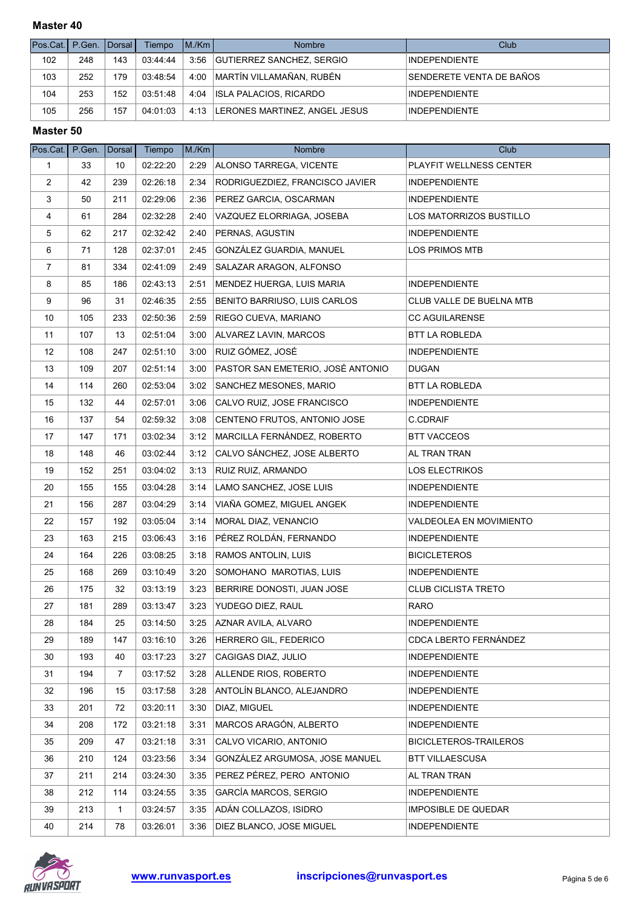## Master 40

| Pos.Cat. | P.Gen. | Dorsal | Tiempo | M./Km | Nombre | Club |
|---|---|---|---|---|---|---|
| 102 | 248 | 143 | 03:44:44 | 3:56 | GUTIERREZ SANCHEZ, SERGIO | INDEPENDIENTE |
| 103 | 252 | 179 | 03:48:54 | 4:00 | MARTÍN VILLAMAÑAN, RUBÉN | SENDERETE VENTA DE BAÑOS |
| 104 | 253 | 152 | 03:51:48 | 4:04 | ISLA PALACIOS, RICARDO | INDEPENDIENTE |
| 105 | 256 | 157 | 04:01:03 | 4:13 | LERONES MARTINEZ, ANGEL JESUS | INDEPENDIENTE |

## Master 50

| Pos.Cat. | P.Gen. | Dorsal | Tiempo | M./Km | Nombre | Club |
|---|---|---|---|---|---|---|
| 1 | 33 | 10 | 02:22:20 | 2:29 | ALONSO TARREGA, VICENTE | PLAYFIT WELLNESS CENTER |
| 2 | 42 | 239 | 02:26:18 | 2:34 | RODRIGUEZDIEZ, FRANCISCO JAVIER | INDEPENDIENTE |
| 3 | 50 | 211 | 02:29:06 | 2:36 | PEREZ GARCIA, OSCARMAN | INDEPENDIENTE |
| 4 | 61 | 284 | 02:32:28 | 2:40 | VAZQUEZ ELORRIAGA, JOSEBA | LOS MATORRIZOS BUSTILLO |
| 5 | 62 | 217 | 02:32:42 | 2:40 | PERNAS, AGUSTIN | INDEPENDIENTE |
| 6 | 71 | 128 | 02:37:01 | 2:45 | GONZÁLEZ GUARDIA, MANUEL | LOS PRIMOS MTB |
| 7 | 81 | 334 | 02:41:09 | 2:49 | SALAZAR ARAGON, ALFONSO | |
| 8 | 85 | 186 | 02:43:13 | 2:51 | MENDEZ HUERGA, LUIS MARIA | INDEPENDIENTE |
| 9 | 96 | 31 | 02:46:35 | 2:55 | BENITO BARRIUSO, LUIS CARLOS | CLUB VALLE DE BUELNA MTB |
| 10 | 105 | 233 | 02:50:36 | 2:59 | RIEGO CUEVA, MARIANO | CC AGUILARENSE |
| 11 | 107 | 13 | 02:51:04 | 3:00 | ALVAREZ LAVIN, MARCOS | BTT LA ROBLEDA |
| 12 | 108 | 247 | 02:51:10 | 3:00 | RUIZ GÓMEZ, JOSÉ | INDEPENDIENTE |
| 13 | 109 | 207 | 02:51:14 | 3:00 | PASTOR SAN EMETERIO, JOSÉ ANTONIO | DUGAN |
| 14 | 114 | 260 | 02:53:04 | 3:02 | SANCHEZ MESONES, MARIO | BTT LA ROBLEDA |
| 15 | 132 | 44 | 02:57:01 | 3:06 | CALVO RUIZ, JOSE FRANCISCO | INDEPENDIENTE |
| 16 | 137 | 54 | 02:59:32 | 3:08 | CENTENO FRUTOS, ANTONIO JOSE | C.CDRAIF |
| 17 | 147 | 171 | 03:02:34 | 3:12 | MARCILLA FERNÁNDEZ, ROBERTO | BTT VACCEOS |
| 18 | 148 | 46 | 03:02:44 | 3:12 | CALVO SÁNCHEZ, JOSE ALBERTO | AL TRAN TRAN |
| 19 | 152 | 251 | 03:04:02 | 3:13 | RUIZ RUIZ, ARMANDO | LOS ELECTRIKOS |
| 20 | 155 | 155 | 03:04:28 | 3:14 | LAMO SANCHEZ, JOSE LUIS | INDEPENDIENTE |
| 21 | 156 | 287 | 03:04:29 | 3:14 | VIAÑA GOMEZ, MIGUEL ANGEK | INDEPENDIENTE |
| 22 | 157 | 192 | 03:05:04 | 3:14 | MORAL DIAZ, VENANCIO | VALDEOLEA EN MOVIMIENTO |
| 23 | 163 | 215 | 03:06:43 | 3:16 | PÉREZ ROLDÁN, FERNANDO | INDEPENDIENTE |
| 24 | 164 | 226 | 03:08:25 | 3:18 | RAMOS ANTOLIN, LUIS | BICICLETEROS |
| 25 | 168 | 269 | 03:10:49 | 3:20 | SOMOHANO MAROTIAS, LUIS | INDEPENDIENTE |
| 26 | 175 | 32 | 03:13:19 | 3:23 | BERRIRE DONOSTI, JUAN JOSE | CLUB CICLISTA TRETO |
| 27 | 181 | 289 | 03:13:47 | 3:23 | YUDEGO DIEZ, RAUL | RARO |
| 28 | 184 | 25 | 03:14:50 | 3:25 | AZNAR AVILA, ALVARO | INDEPENDIENTE |
| 29 | 189 | 147 | 03:16:10 | 3:26 | HERRERO GIL, FEDERICO | CDCA LBERTO FERNÁNDEZ |
| 30 | 193 | 40 | 03:17:23 | 3:27 | CAGIGAS DIAZ, JULIO | INDEPENDIENTE |
| 31 | 194 | 7 | 03:17:52 | 3:28 | ALLENDE RIOS, ROBERTO | INDEPENDIENTE |
| 32 | 196 | 15 | 03:17:58 | 3:28 | ANTOLÍN BLANCO, ALEJANDRO | INDEPENDIENTE |
| 33 | 201 | 72 | 03:20:11 | 3:30 | DIAZ, MIGUEL | INDEPENDIENTE |
| 34 | 208 | 172 | 03:21:18 | 3:31 | MARCOS ARAGÓN, ALBERTO | INDEPENDIENTE |
| 35 | 209 | 47 | 03:21:18 | 3:31 | CALVO VICARIO, ANTONIO | BICICLETEROS-TRAILEROS |
| 36 | 210 | 124 | 03:23:56 | 3:34 | GONZÁLEZ ARGUMOSA, JOSE MANUEL | BTT VILLAESCUSA |
| 37 | 211 | 214 | 03:24:30 | 3:35 | PEREZ PÉREZ, PERO ANTONIO | AL TRAN TRAN |
| 38 | 212 | 114 | 03:24:55 | 3:35 | GARCÍA MARCOS, SERGIO | INDEPENDIENTE |
| 39 | 213 | 1 | 03:24:57 | 3:35 | ADÁN COLLAZOS, ISIDRO | IMPOSIBLE DE QUEDAR |
| 40 | 214 | 78 | 03:26:01 | 3:36 | DIEZ BLANCO, JOSE MIGUEL | INDEPENDIENTE |

www.runvasport.es inscripciones@runvasport.es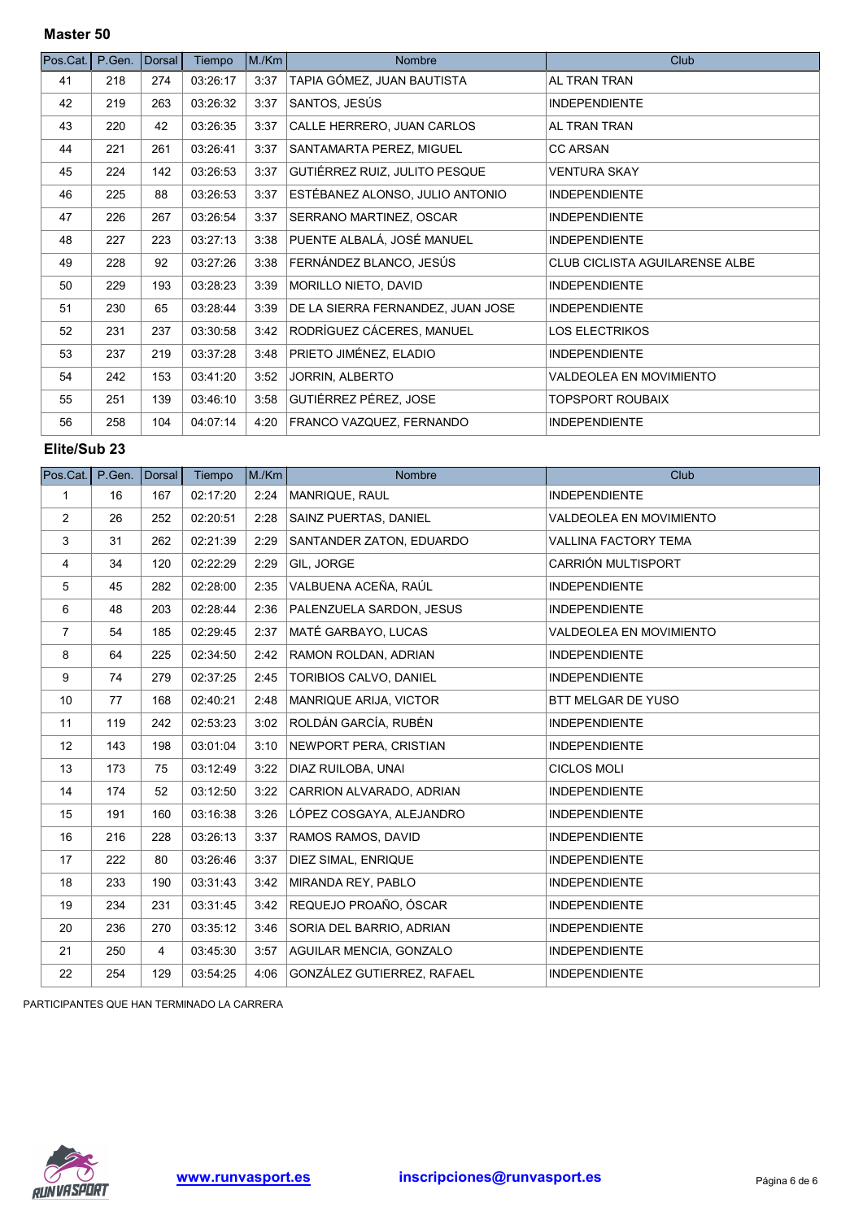### Master 50

| Pos.Cat. | P.Gen. | Dorsal | Tiempo | M./Km | Nombre | Club |
|---|---|---|---|---|---|---|
| 41 | 218 | 274 | 03:26:17 | 3:37 | TAPIA GÓMEZ, JUAN BAUTISTA | AL TRAN TRAN |
| 42 | 219 | 263 | 03:26:32 | 3:37 | SANTOS, JESÚS | INDEPENDIENTE |
| 43 | 220 | 42 | 03:26:35 | 3:37 | CALLE HERRERO, JUAN CARLOS | AL TRAN TRAN |
| 44 | 221 | 261 | 03:26:41 | 3:37 | SANTAMARTA PEREZ, MIGUEL | CC ARSAN |
| 45 | 224 | 142 | 03:26:53 | 3:37 | GUTIÉRREZ RUIZ, JULITO PESQUE | VENTURA SKAY |
| 46 | 225 | 88 | 03:26:53 | 3:37 | ESTÉBANEZ ALONSO, JULIO ANTONIO | INDEPENDIENTE |
| 47 | 226 | 267 | 03:26:54 | 3:37 | SERRANO MARTINEZ, OSCAR | INDEPENDIENTE |
| 48 | 227 | 223 | 03:27:13 | 3:38 | PUENTE ALBALÁ, JOSÉ MANUEL | INDEPENDIENTE |
| 49 | 228 | 92 | 03:27:26 | 3:38 | FERNÁNDEZ BLANCO, JESÚS | CLUB CICLISTA AGUILARENSE ALBE |
| 50 | 229 | 193 | 03:28:23 | 3:39 | MORILLO NIETO, DAVID | INDEPENDIENTE |
| 51 | 230 | 65 | 03:28:44 | 3:39 | DE LA SIERRA FERNANDEZ, JUAN JOSE | INDEPENDIENTE |
| 52 | 231 | 237 | 03:30:58 | 3:42 | RODRÍGUEZ CÁCERES, MANUEL | LOS ELECTRIKOS |
| 53 | 237 | 219 | 03:37:28 | 3:48 | PRIETO JIMÉNEZ, ELADIO | INDEPENDIENTE |
| 54 | 242 | 153 | 03:41:20 | 3:52 | JORRIN, ALBERTO | VALDEOLEA EN MOVIMIENTO |
| 55 | 251 | 139 | 03:46:10 | 3:58 | GUTIÉRREZ PÉREZ, JOSE | TOPSPORT ROUBAIX |
| 56 | 258 | 104 | 04:07:14 | 4:20 | FRANCO VAZQUEZ, FERNANDO | INDEPENDIENTE |

### Elite/Sub 23

| Pos.Cat. | P.Gen. | Dorsal | Tiempo | M./Km | Nombre | Club |
|---|---|---|---|---|---|---|
| 1 | 16 | 167 | 02:17:20 | 2:24 | MANRIQUE, RAUL | INDEPENDIENTE |
| 2 | 26 | 252 | 02:20:51 | 2:28 | SAINZ PUERTAS, DANIEL | VALDEOLEA EN MOVIMIENTO |
| 3 | 31 | 262 | 02:21:39 | 2:29 | SANTANDER ZATON, EDUARDO | VALLINA FACTORY TEMA |
| 4 | 34 | 120 | 02:22:29 | 2:29 | GIL, JORGE | CARRIÓN MULTISPORT |
| 5 | 45 | 282 | 02:28:00 | 2:35 | VALBUENA ACEÑA, RAÚL | INDEPENDIENTE |
| 6 | 48 | 203 | 02:28:44 | 2:36 | PALENZUELA SARDON, JESUS | INDEPENDIENTE |
| 7 | 54 | 185 | 02:29:45 | 2:37 | MATÉ GARBAYO, LUCAS | VALDEOLEA EN MOVIMIENTO |
| 8 | 64 | 225 | 02:34:50 | 2:42 | RAMON ROLDAN, ADRIAN | INDEPENDIENTE |
| 9 | 74 | 279 | 02:37:25 | 2:45 | TORIBIOS CALVO, DANIEL | INDEPENDIENTE |
| 10 | 77 | 168 | 02:40:21 | 2:48 | MANRIQUE ARIJA, VICTOR | BTT MELGAR DE YUSO |
| 11 | 119 | 242 | 02:53:23 | 3:02 | ROLDÁN GARCÍA, RUBÉN | INDEPENDIENTE |
| 12 | 143 | 198 | 03:01:04 | 3:10 | NEWPORT PERA, CRISTIAN | INDEPENDIENTE |
| 13 | 173 | 75 | 03:12:49 | 3:22 | DIAZ RUILOBA, UNAI | CICLOS MOLI |
| 14 | 174 | 52 | 03:12:50 | 3:22 | CARRION ALVARADO, ADRIAN | INDEPENDIENTE |
| 15 | 191 | 160 | 03:16:38 | 3:26 | LÓPEZ COSGAYA, ALEJANDRO | INDEPENDIENTE |
| 16 | 216 | 228 | 03:26:13 | 3:37 | RAMOS RAMOS, DAVID | INDEPENDIENTE |
| 17 | 222 | 80 | 03:26:46 | 3:37 | DIEZ SIMAL, ENRIQUE | INDEPENDIENTE |
| 18 | 233 | 190 | 03:31:43 | 3:42 | MIRANDA REY, PABLO | INDEPENDIENTE |
| 19 | 234 | 231 | 03:31:45 | 3:42 | REQUEJO PROAÑO, ÓSCAR | INDEPENDIENTE |
| 20 | 236 | 270 | 03:35:12 | 3:46 | SORIA DEL BARRIO, ADRIAN | INDEPENDIENTE |
| 21 | 250 | 4 | 03:45:30 | 3:57 | AGUILAR MENCIA, GONZALO | INDEPENDIENTE |
| 22 | 254 | 129 | 03:54:25 | 4:06 | GONZÁLEZ GUTIERREZ, RAFAEL | INDEPENDIENTE |

PARTICIPANTES QUE HAN TERMINADO LA CARRERA

www.runvasport.es inscripciones@runvasport.es